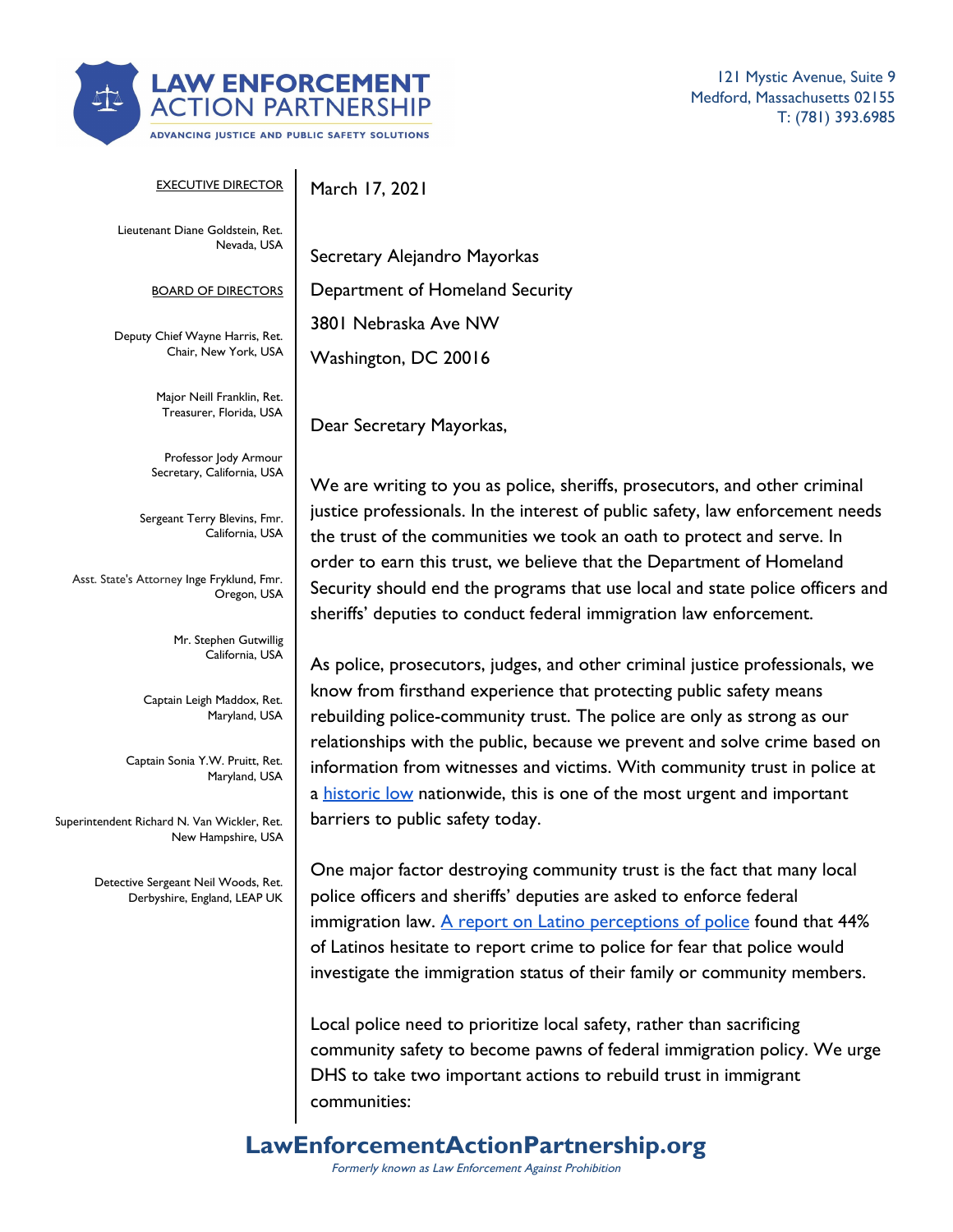# LAW ENFORCEMENT ACTION PARTNERSHIP

ADVANCING JUSTICE AND PUBLIC SAFETY SOLUTIONS

121 Mystic Avenue, Suite 9
Medford, Massachusetts 02155
T: (781) 393.6985

EXECUTIVE DIRECTOR

Lieutenant Diane Goldstein, Ret.
Nevada, USA

BOARD OF DIRECTORS

Deputy Chief Wayne Harris, Ret.
Chair, New York, USA

Major Neill Franklin, Ret.
Treasurer, Florida, USA

Professor Jody Armour
Secretary, California, USA

Sergeant Terry Blevins, Fmr.
California, USA

Asst. State's Attorney Inge Fryklund, Fmr.
Oregon, USA

Mr. Stephen Gutwillig
California, USA

Captain Leigh Maddox, Ret.
Maryland, USA

Captain Sonia Y.W. Pruitt, Ret.
Maryland, USA

Superintendent Richard N. Van Wickler, Ret.
New Hampshire, USA

Detective Sergeant Neil Woods, Ret.
Derbyshire, England, LEAP UK

March 17, 2021

Secretary Alejandro Mayorkas
Department of Homeland Security
3801 Nebraska Ave NW
Washington, DC 20016

Dear Secretary Mayorkas,

We are writing to you as police, sheriffs, prosecutors, and other criminal justice professionals. In the interest of public safety, law enforcement needs the trust of the communities we took an oath to protect and serve. In order to earn this trust, we believe that the Department of Homeland Security should end the programs that use local and state police officers and sheriffs' deputies to conduct federal immigration law enforcement.

As police, prosecutors, judges, and other criminal justice professionals, we know from firsthand experience that protecting public safety means rebuilding police-community trust. The police are only as strong as our relationships with the public, because we prevent and solve crime based on information from witnesses and victims. With community trust in police at a historic low nationwide, this is one of the most urgent and important barriers to public safety today.

One major factor destroying community trust is the fact that many local police officers and sheriffs' deputies are asked to enforce federal immigration law. A report on Latino perceptions of police found that 44% of Latinos hesitate to report crime to police for fear that police would investigate the immigration status of their family or community members.

Local police need to prioritize local safety, rather than sacrificing community safety to become pawns of federal immigration policy. We urge DHS to take two important actions to rebuild trust in immigrant communities:

**LawEnforcementActionPartnership.org**

*Formerly known as Law Enforcement Against Prohibition*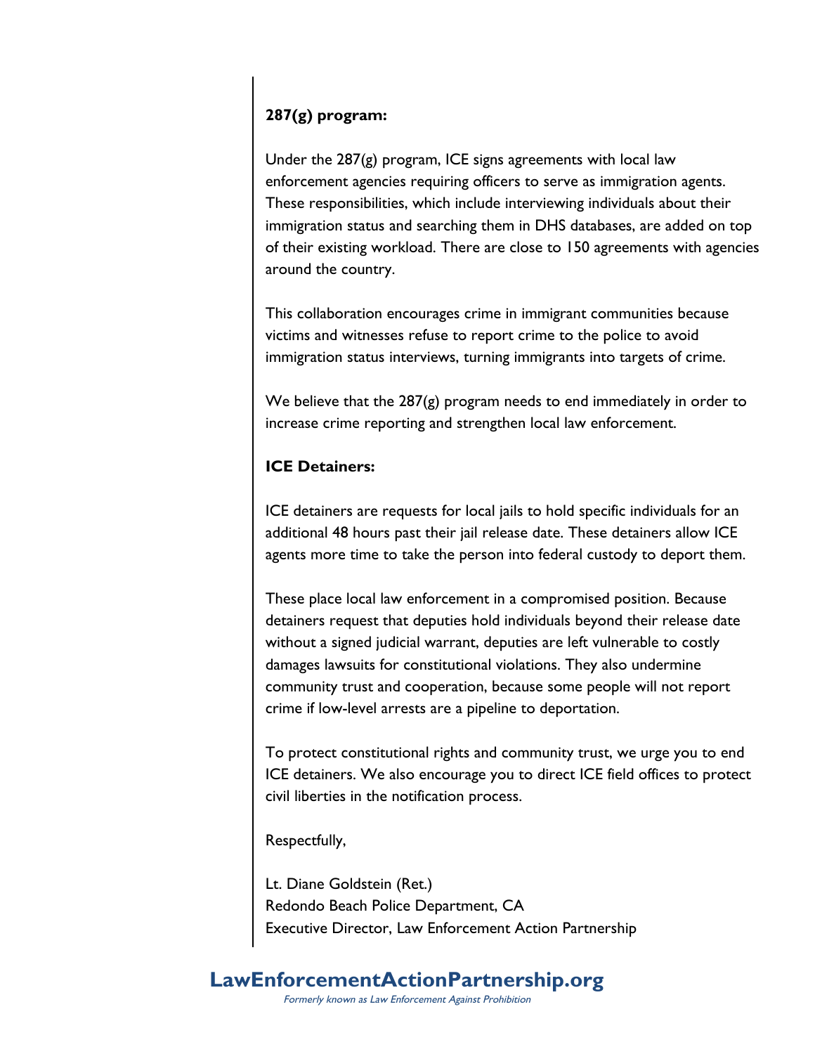**287(g) program:**

Under the 287(g) program, ICE signs agreements with local law enforcement agencies requiring officers to serve as immigration agents. These responsibilities, which include interviewing individuals about their immigration status and searching them in DHS databases, are added on top of their existing workload. There are close to 150 agreements with agencies around the country.

This collaboration encourages crime in immigrant communities because victims and witnesses refuse to report crime to the police to avoid immigration status interviews, turning immigrants into targets of crime.

We believe that the 287(g) program needs to end immediately in order to increase crime reporting and strengthen local law enforcement.

**ICE Detainers:**

ICE detainers are requests for local jails to hold specific individuals for an additional 48 hours past their jail release date. These detainers allow ICE agents more time to take the person into federal custody to deport them.

These place local law enforcement in a compromised position. Because detainers request that deputies hold individuals beyond their release date without a signed judicial warrant, deputies are left vulnerable to costly damages lawsuits for constitutional violations. They also undermine community trust and cooperation, because some people will not report crime if low-level arrests are a pipeline to deportation.

To protect constitutional rights and community trust, we urge you to end ICE detainers. We also encourage you to direct ICE field offices to protect civil liberties in the notification process.

Respectfully,

Lt. Diane Goldstein (Ret.)
Redondo Beach Police Department, CA
Executive Director, Law Enforcement Action Partnership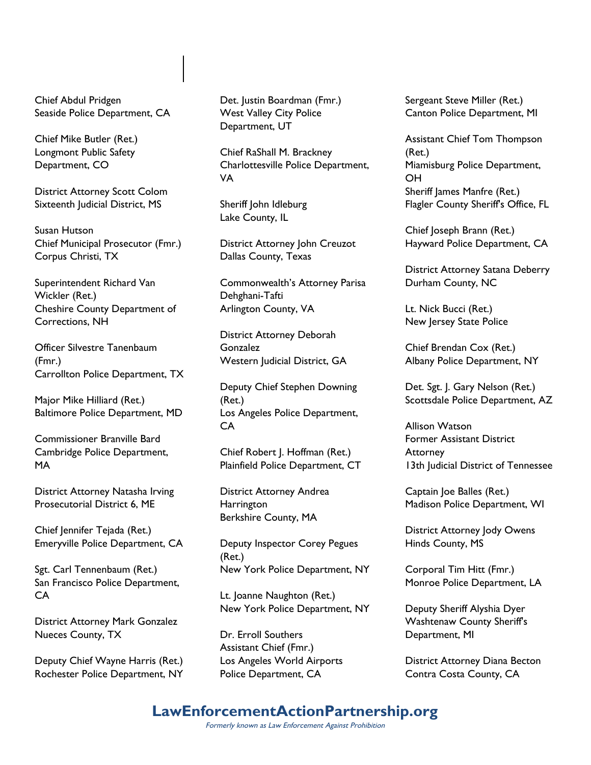Chief Abdul Pridgen
Seaside Police Department, CA

Chief Mike Butler (Ret.)
Longmont Public Safety Department, CO

District Attorney Scott Colom
Sixteenth Judicial District, MS

Susan Hutson
Chief Municipal Prosecutor (Fmr.)
Corpus Christi, TX

Superintendent Richard Van Wickler (Ret.)
Cheshire County Department of Corrections, NH

Officer Silvestre Tanenbaum (Fmr.)
Carrollton Police Department, TX

Major Mike Hilliard (Ret.)
Baltimore Police Department, MD

Commissioner Branville Bard
Cambridge Police Department, MA

District Attorney Natasha Irving
Prosecutorial District 6, ME

Chief Jennifer Tejada (Ret.)
Emeryville Police Department, CA

Sgt. Carl Tennenbaum (Ret.)
San Francisco Police Department, CA

District Attorney Mark Gonzalez
Nueces County, TX

Deputy Chief Wayne Harris (Ret.)
Rochester Police Department, NY

Det. Justin Boardman (Fmr.)
West Valley City Police Department, UT

Chief RaShall M. Brackney
Charlottesville Police Department, VA

Sheriff John Idleburg
Lake County, IL

District Attorney John Creuzot
Dallas County, Texas

Commonwealth's Attorney Parisa Dehghani-Tafti
Arlington County, VA

District Attorney Deborah Gonzalez
Western Judicial District, GA

Deputy Chief Stephen Downing (Ret.)
Los Angeles Police Department, CA

Chief Robert J. Hoffman (Ret.)
Plainfield Police Department, CT

District Attorney Andrea Harrington
Berkshire County, MA

Deputy Inspector Corey Pegues (Ret.)
New York Police Department, NY

Lt. Joanne Naughton (Ret.)
New York Police Department, NY

Dr. Erroll Southers
Assistant Chief (Fmr.)
Los Angeles World Airports Police Department, CA

Sergeant Steve Miller (Ret.)
Canton Police Department, MI

Assistant Chief Tom Thompson (Ret.)
Miamisburg Police Department, OH

Sheriff James Manfre (Ret.)
Flagler County Sheriff's Office, FL

Chief Joseph Brann (Ret.)
Hayward Police Department, CA

District Attorney Satana Deberry
Durham County, NC

Lt. Nick Bucci (Ret.)
New Jersey State Police

Chief Brendan Cox (Ret.)
Albany Police Department, NY

Det. Sgt. J. Gary Nelson (Ret.)
Scottsdale Police Department, AZ

Allison Watson
Former Assistant District Attorney
13th Judicial District of Tennessee

Captain Joe Balles (Ret.)
Madison Police Department, WI

District Attorney Jody Owens
Hinds County, MS

Corporal Tim Hitt (Fmr.)
Monroe Police Department, LA

Deputy Sheriff Alyshia Dyer
Washtenaw County Sheriff's Department, MI

District Attorney Diana Becton
Contra Costa County, CA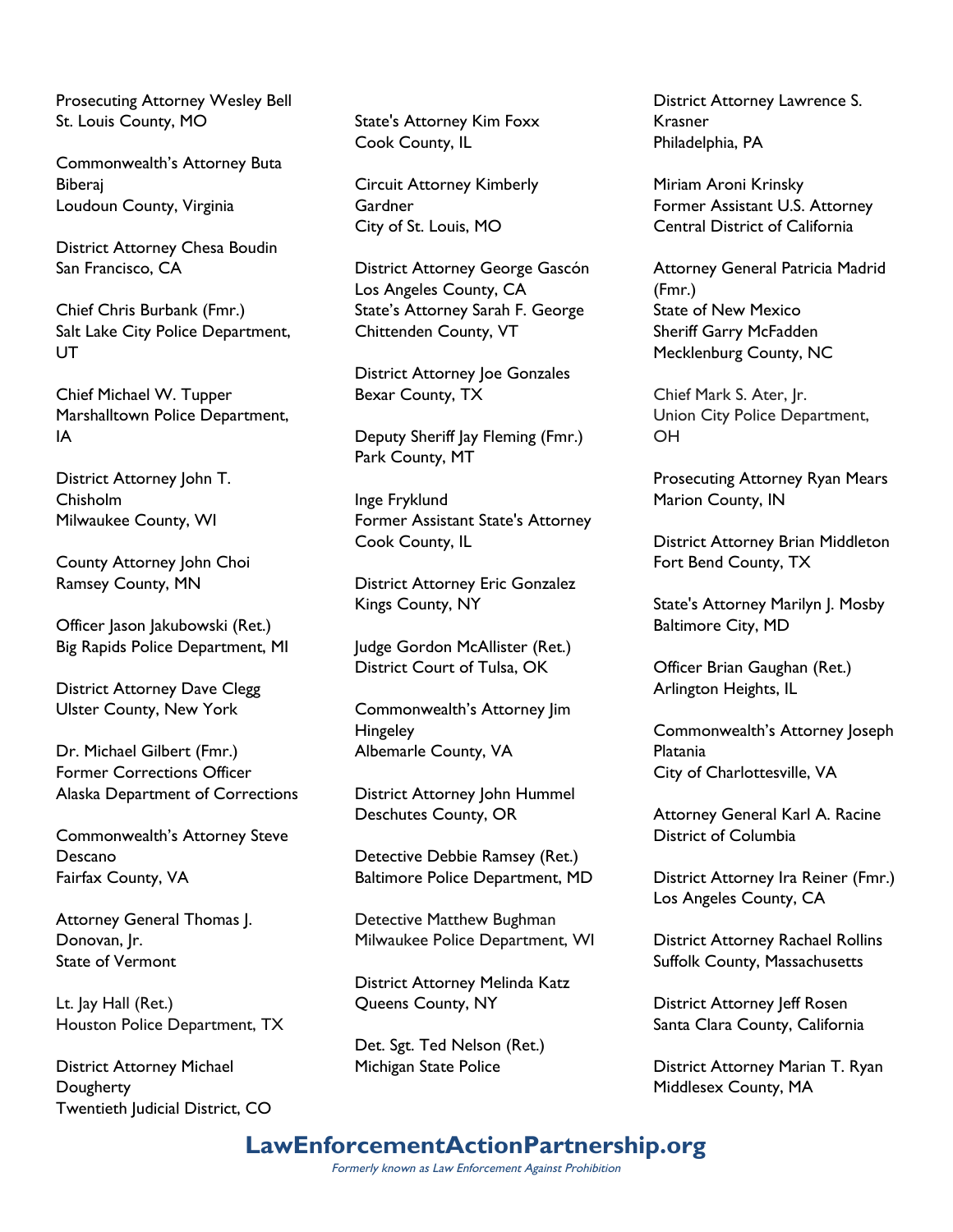Prosecuting Attorney Wesley Bell
St. Louis County, MO

Commonwealth's Attorney Buta Biberaj
Loudoun County, Virginia

District Attorney Chesa Boudin
San Francisco, CA

Chief Chris Burbank (Fmr.)
Salt Lake City Police Department, UT

Chief Michael W. Tupper
Marshalltown Police Department, IA

District Attorney John T. Chisholm
Milwaukee County, WI

County Attorney John Choi
Ramsey County, MN

Officer Jason Jakubowski (Ret.)
Big Rapids Police Department, MI

District Attorney Dave Clegg
Ulster County, New York

Dr. Michael Gilbert (Fmr.)
Former Corrections Officer
Alaska Department of Corrections

Commonwealth's Attorney Steve Descano
Fairfax County, VA

Attorney General Thomas J. Donovan, Jr.
State of Vermont

Lt. Jay Hall (Ret.)
Houston Police Department, TX

District Attorney Michael Dougherty
Twentieth Judicial District, CO

State's Attorney Kim Foxx
Cook County, IL

Circuit Attorney Kimberly Gardner
City of St. Louis, MO

District Attorney George Gascón
Los Angeles County, CA

State's Attorney Sarah F. George
Chittenden County, VT

District Attorney Joe Gonzales
Bexar County, TX

Deputy Sheriff Jay Fleming (Fmr.)
Park County, MT

Inge Fryklund
Former Assistant State's Attorney
Cook County, IL

District Attorney Eric Gonzalez
Kings County, NY

Judge Gordon McAllister (Ret.)
District Court of Tulsa, OK

Commonwealth's Attorney Jim Hingeley
Albemarle County, VA

District Attorney John Hummel
Deschutes County, OR

Detective Debbie Ramsey (Ret.)
Baltimore Police Department, MD

Detective Matthew Bughman
Milwaukee Police Department, WI

District Attorney Melinda Katz
Queens County, NY

Det. Sgt. Ted Nelson (Ret.)
Michigan State Police

District Attorney Lawrence S. Krasner
Philadelphia, PA

Miriam Aroni Krinsky
Former Assistant U.S. Attorney
Central District of California

Attorney General Patricia Madrid (Fmr.)
State of New Mexico

Sheriff Garry McFadden
Mecklenburg County, NC

Chief Mark S. Ater, Jr.
Union City Police Department, OH

Prosecuting Attorney Ryan Mears
Marion County, IN

District Attorney Brian Middleton
Fort Bend County, TX

State's Attorney Marilyn J. Mosby
Baltimore City, MD

Officer Brian Gaughan (Ret.)
Arlington Heights, IL

Commonwealth's Attorney Joseph Platania
City of Charlottesville, VA

Attorney General Karl A. Racine
District of Columbia

District Attorney Ira Reiner (Fmr.)
Los Angeles County, CA

District Attorney Rachael Rollins
Suffolk County, Massachusetts

District Attorney Jeff Rosen
Santa Clara County, California

District Attorney Marian T. Ryan
Middlesex County, MA

**LawEnforcementActionPartnership.org**
*Formerly known as Law Enforcement Against Prohibition*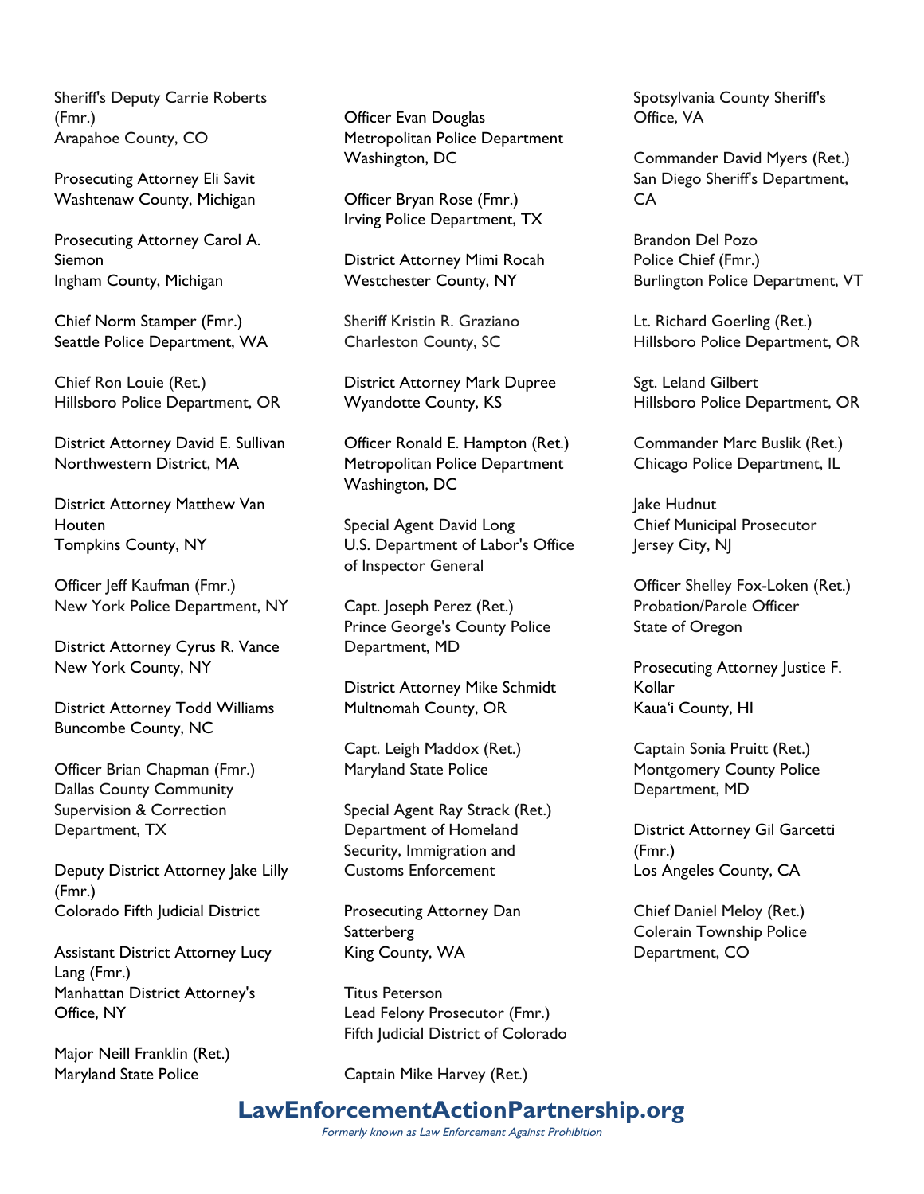Sheriff's Deputy Carrie Roberts (Fmr.)
Arapahoe County, CO

Prosecuting Attorney Eli Savit
Washtenaw County, Michigan

Prosecuting Attorney Carol A. Siemon
Ingham County, Michigan

Chief Norm Stamper (Fmr.)
Seattle Police Department, WA

Chief Ron Louie (Ret.)
Hillsboro Police Department, OR

District Attorney David E. Sullivan
Northwestern District, MA

District Attorney Matthew Van Houten
Tompkins County, NY

Officer Jeff Kaufman (Fmr.)
New York Police Department, NY

District Attorney Cyrus R. Vance
New York County, NY

District Attorney Todd Williams
Buncombe County, NC

Officer Brian Chapman (Fmr.)
Dallas County Community Supervision & Correction Department, TX

Deputy District Attorney Jake Lilly (Fmr.)
Colorado Fifth Judicial District

Assistant District Attorney Lucy Lang (Fmr.)
Manhattan District Attorney's Office, NY

Major Neill Franklin (Ret.)
Maryland State Police

Officer Evan Douglas
Metropolitan Police Department
Washington, DC

Officer Bryan Rose (Fmr.)
Irving Police Department, TX

District Attorney Mimi Rocah
Westchester County, NY

Sheriff Kristin R. Graziano
Charleston County, SC

District Attorney Mark Dupree
Wyandotte County, KS

Officer Ronald E. Hampton (Ret.)
Metropolitan Police Department
Washington, DC

Special Agent David Long
U.S. Department of Labor's Office of Inspector General

Capt. Joseph Perez (Ret.)
Prince George's County Police Department, MD

District Attorney Mike Schmidt
Multnomah County, OR

Capt. Leigh Maddox (Ret.)
Maryland State Police

Special Agent Ray Strack (Ret.)
Department of Homeland Security, Immigration and Customs Enforcement

Prosecuting Attorney Dan Satterberg
King County, WA

Titus Peterson
Lead Felony Prosecutor (Fmr.)
Fifth Judicial District of Colorado

Captain Mike Harvey (Ret.)
Spotsylvania County Sheriff's Office, VA

Commander David Myers (Ret.)
San Diego Sheriff's Department, CA

Brandon Del Pozo
Police Chief (Fmr.)
Burlington Police Department, VT

Lt. Richard Goerling (Ret.)
Hillsboro Police Department, OR

Sgt. Leland Gilbert
Hillsboro Police Department, OR

Commander Marc Buslik (Ret.)
Chicago Police Department, IL

Jake Hudnut
Chief Municipal Prosecutor
Jersey City, NJ

Officer Shelley Fox-Loken (Ret.)
Probation/Parole Officer
State of Oregon

Prosecuting Attorney Justice F. Kollar
Kaua'i County, HI

Captain Sonia Pruitt (Ret.)
Montgomery County Police Department, MD

District Attorney Gil Garcetti (Fmr.)
Los Angeles County, CA

Chief Daniel Meloy (Ret.)
Colerain Township Police Department, CO

**LawEnforcementActionPartnership.org**
*Formerly known as Law Enforcement Against Prohibition*